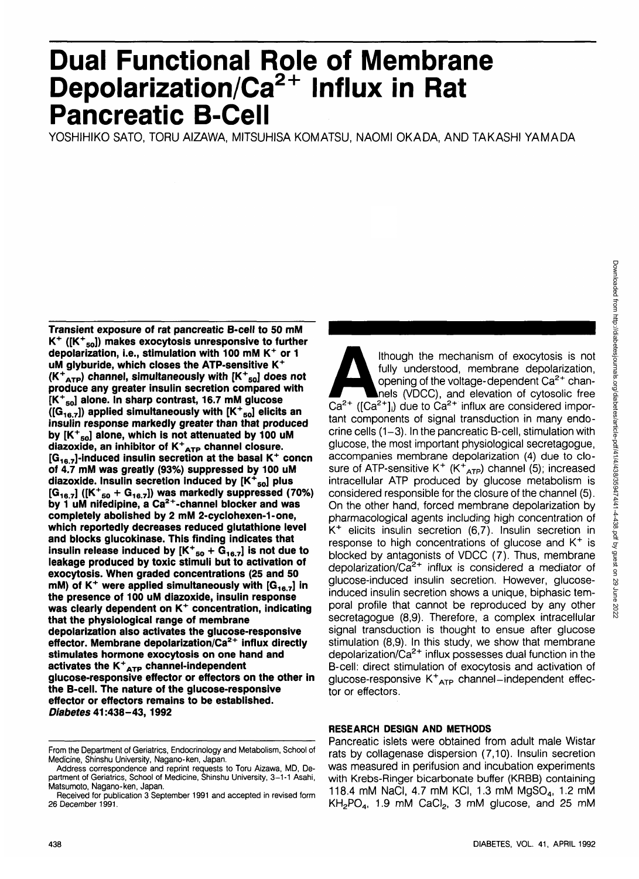# Dual Functional Role of Membrane Depolarization/$Ca^{2+}$ Influx in Rat Pancreatic B-Cell

YOSHIHIKO SATO, TORU AIZAWA, MITSUHISA KOMATSU, NAOMI OKADA, AND TAKASHI YAMADA

**Transient exposure of rat pancreatic B-cell to 50 mM $K^+$ ($[K^+_{50}]$) makes exocytosis unresponsive to further depolarization, i.e., stimulation with 100 mM $K^+$ or 1 uM glyburide, which closes the ATP-sensitive $K^+$ ($K^+_{ATP}$) channel, simultaneously with $[K^+_{50}]$ does not produce any greater insulin secretion compared with $[K^+_{50}]$ alone. In sharp contrast, 16.7 mM glucose ($[G_{16.7}]$) applied simultaneously with $[K^+_{50}]$ elicits an insulin response markedly greater than that produced by $[K^+_{50}]$ alone, which is not attenuated by 100 uM diazoxide, an inhibitor of $K^+_{ATP}$ channel closure. $[G_{16.7}]$-induced insulin secretion at the basal $K^+$ concn of 4.7 mM was greatly (93%) suppressed by 100 uM diazoxide. Insulin secretion induced by $[K^+_{50}]$ plus $[G_{16.7}]$ ($[K^+_{50} + G_{16.7}]$) was markedly suppressed (70%) by 1 uM nifedipine, a $Ca^{2+}$-channel blocker and was completely abolished by 2 mM 2-cyclohexen-1-one, which reportedly decreases reduced glutathione level and blocks glucokinase. This finding indicates that insulin release induced by $[K^+_{50} + G_{16.7}]$ is not due to leakage produced by toxic stimuli but to activation of exocytosis. When graded concentrations (25 and 50 mM) of $K^+$ were applied simultaneously with $[G_{16.7}]$ in the presence of 100 uM diazoxide, insulin response was clearly dependent on $K^+$ concentration, indicating that the physiological range of membrane depolarization also activates the glucose-responsive effector. Membrane depolarization/$Ca^{2+}$ influx directly stimulates hormone exocytosis on one hand and activates the $K^+_{ATP}$ channel-independent glucose-responsive effector or effectors on the other in the B-cell. The nature of the glucose-responsive effector or effectors remains to be established.** ***Diabetes* 41:438–43, 1992**

From the Department of Geriatrics, Endocrinology and Metabolism, School of Medicine, Shinshu University, Nagano-ken, Japan.

Address correspondence and reprint requests to Toru Aizawa, MD, Department of Geriatrics, School of Medicine, Shinshu University, 3-1-1 Asahi, Matsumoto, Nagano-ken, Japan.

Received for publication 3 September 1991 and accepted in revised form 26 December 1991.

Although the mechanism of exocytosis is not fully understood, membrane depolarization, opening of the voltage-dependent $Ca^{2+}$ channels (VDCC), and elevation of cytosolic free $Ca^{2+}$ ($[Ca^{2+}]_i$) due to $Ca^{2+}$ influx are considered important components of signal transduction in many endocrine cells (1–3). In the pancreatic B-cell, stimulation with glucose, the most important physiological secretagogue, accompanies membrane depolarization (4) due to closure of ATP-sensitive $K^+$ ($K^+_{ATP}$) channel (5); increased intracellular ATP produced by glucose metabolism is considered responsible for the closure of the channel (5). On the other hand, forced membrane depolarization by pharmacological agents including high concentration of $K^+$ elicits insulin secretion (6,7). Insulin secretion in response to high concentrations of glucose and $K^+$ is blocked by antagonists of VDCC (7). Thus, membrane depolarization/$Ca^{2+}$ influx is considered a mediator of glucose-induced insulin secretion. However, glucose-induced insulin secretion shows a unique, biphasic temporal profile that cannot be reproduced by any other secretagogue (8,9). Therefore, a complex intracellular signal transduction is thought to ensue after glucose stimulation (8,9). In this study, we show that membrane depolarization/$Ca^{2+}$ influx possesses dual function in the B-cell: direct stimulation of exocytosis and activation of glucose-responsive $K^+_{ATP}$ channel–independent effector or effectors.

## RESEARCH DESIGN AND METHODS

Pancreatic islets were obtained from adult male Wistar rats by collagenase dispersion (7,10). Insulin secretion was measured in perifusion and incubation experiments with Krebs-Ringer bicarbonate buffer (KRBB) containing 118.4 mM NaCl, 4.7 mM KCl, 1.3 mM $MgSO_4$, 1.2 mM $KH_2PO_4$, 1.9 mM $CaCl_2$, 3 mM glucose, and 25 mM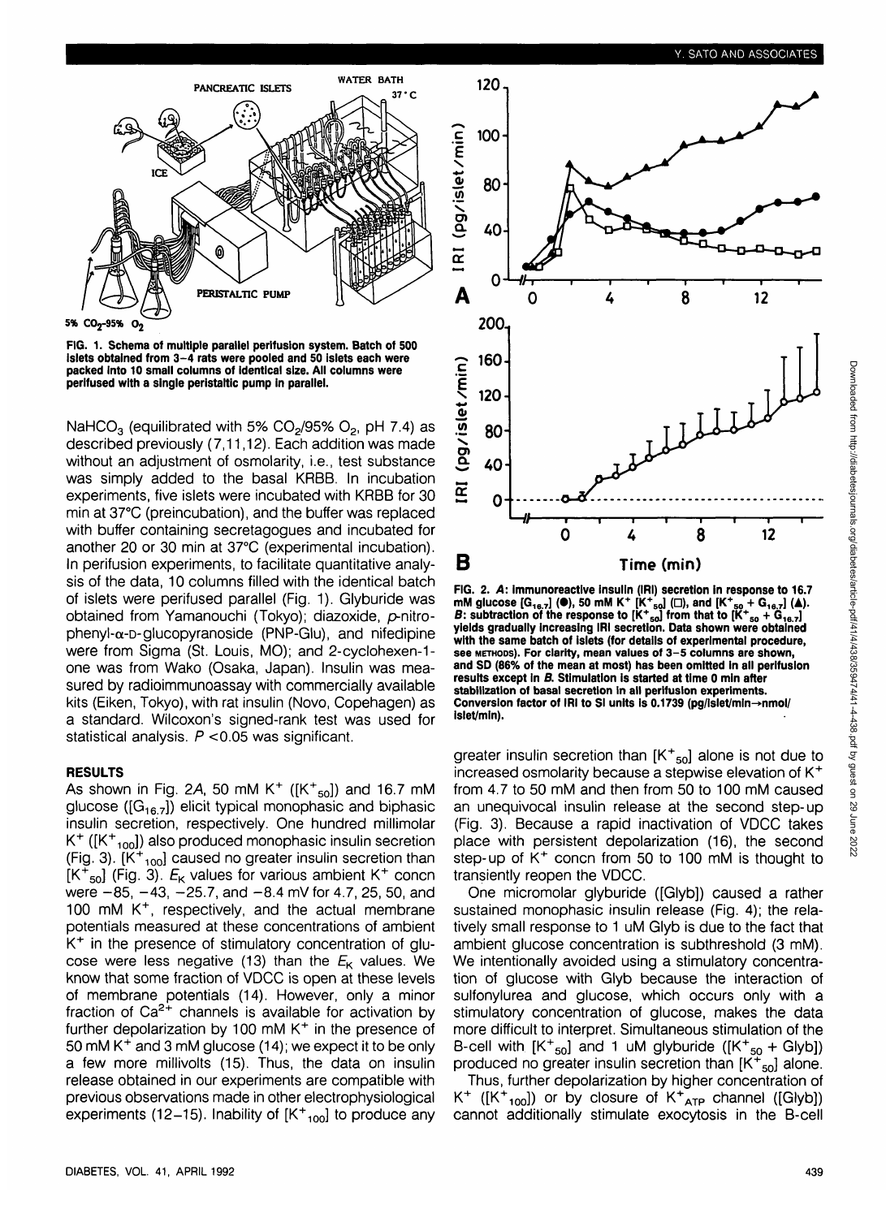PANCREATIC ISLETS

WATER BATH 37°C

ICE

PERISTALTIC PUMP

5% $CO_2$-95% $O_2$

**FIG. 1. Schema of multiple parallel perifusion system. Batch of 500 islets obtained from 3–4 rats were pooled and 50 islets each were packed into 10 small columns of identical size. All columns were perifused with a single peristaltic pump in parallel.**

$NaHCO_3$ (equilibrated with 5% $CO_2$/95% $O_2$, pH 7.4) as described previously (7,11,12). Each addition was made without an adjustment of osmolarity, i.e., test substance was simply added to the basal KRBB. In incubation experiments, five islets were incubated with KRBB for 30 min at 37°C (preincubation), and the buffer was replaced with buffer containing secretagogues and incubated for another 20 or 30 min at 37°C (experimental incubation). In perifusion experiments, to facilitate quantitative analysis of the data, 10 columns filled with the identical batch of islets were perifused parallel (Fig. 1). Glyburide was obtained from Yamanouchi (Tokyo); diazoxide, *p*-nitrophenyl-α-D-glucopyranoside (PNP-Glu), and nifedipine were from Sigma (St. Louis, MO); and 2-cyclohexen-1-one was from Wako (Osaka, Japan). Insulin was measured by radioimmunoassay with commercially available kits (Eiken, Tokyo), with rat insulin (Novo, Copehagen) as a standard. Wilcoxon's signed-rank test was used for statistical analysis. $P < 0.05$ was significant.

## RESULTS

As shown in Fig. 2A, 50 mM $K^+$ ($[K^+_{50}]$) and 16.7 mM glucose ($[G_{16.7}]$) elicit typical monophasic and biphasic insulin secretion, respectively. One hundred millimolar $K^+$ ($[K^+_{100}]$) also produced monophasic insulin secretion (Fig. 3). $[K^+_{100}]$ caused no greater insulin secretion than $[K^+_{50}]$ (Fig. 3). $E_K$ values for various ambient $K^+$ concn were −85, −43, −25.7, and −8.4 mV for 4.7, 25, 50, and 100 mM $K^+$, respectively, and the actual membrane potentials measured at these concentrations of ambient $K^+$ in the presence of stimulatory concentration of glucose were less negative (13) than the $E_K$ values. We know that some fraction of VDCC is open at these levels of membrane potentials (14). However, only a minor fraction of $Ca^{2+}$ channels is available for activation by further depolarization by 100 mM $K^+$ in the presence of 50 mM $K^+$ and 3 mM glucose (14); we expect it to be only a few more millivolts (15). Thus, the data on insulin release obtained in our experiments are compatible with previous observations made in other electrophysiological experiments (12–15). Inability of $[K^+_{100}]$ to produce any greater insulin secretion than $[K^+_{50}]$ alone is not due to increased osmolarity because a stepwise elevation of $K^+$ from 4.7 to 50 mM and then from 50 to 100 mM caused an unequivocal insulin release at the second step-up (Fig. 3). Because a rapid inactivation of VDCC takes place with persistent depolarization (16), the second step-up of $K^+$ concn from 50 to 100 mM is thought to transiently reopen the VDCC.

One micromolar glyburide ([Glyb]) caused a rather sustained monophasic insulin release (Fig. 4); the relatively small response to 1 uM Glyb is due to the fact that ambient glucose concentration is subthreshold (3 mM). We intentionally avoided using a stimulatory concentration of glucose with Glyb because the interaction of sulfonylurea and glucose, which occurs only with a stimulatory concentration of glucose, makes the data more difficult to interpret. Simultaneous stimulation of the B-cell with $[K^+_{50}]$ and 1 uM glyburide ($[K^+_{50}$ + Glyb]) produced no greater insulin secretion than $[K^+_{50}]$ alone.

Thus, further depolarization by higher concentration of $K^+$ ($[K^+_{100}]$) or by closure of $K^+_{ATP}$ channel ([Glyb]) cannot additionally stimulate exocytosis in the B-cell

A

IRI (pg/islet/min)

120

100

80

40

0

0 4 8 12

B

IRI (pg/islet/min)

200

160

120

80

40

0

0 4 8 12

Time (min)

**FIG. 2. *A*: immunoreactive insulin (IRI) secretion in response to 16.7 mM glucose $[G_{16.7}]$ (●), 50 mM $K^+$ $[K^+_{50}]$ (□), and $[K^+_{50} + G_{16.7}]$ (▲). *B*: subtraction of the response to $[K^+_{50}]$ from that to $[K^+_{50} + G_{16.7}]$ yields gradually increasing IRI secretion. Data shown were obtained with the same batch of islets (for details of experimental procedure, see METHODS). For clarity, mean values of 3–5 columns are shown, and SD (86% of the mean at most) has been omitted in all perifusion results except in *B*. Stimulation is started at time 0 min after stabilization of basal secretion in all perifusion experiments. Conversion factor of IRI to SI units is 0.1739 (pg/islet/min→nmol/islet/min).**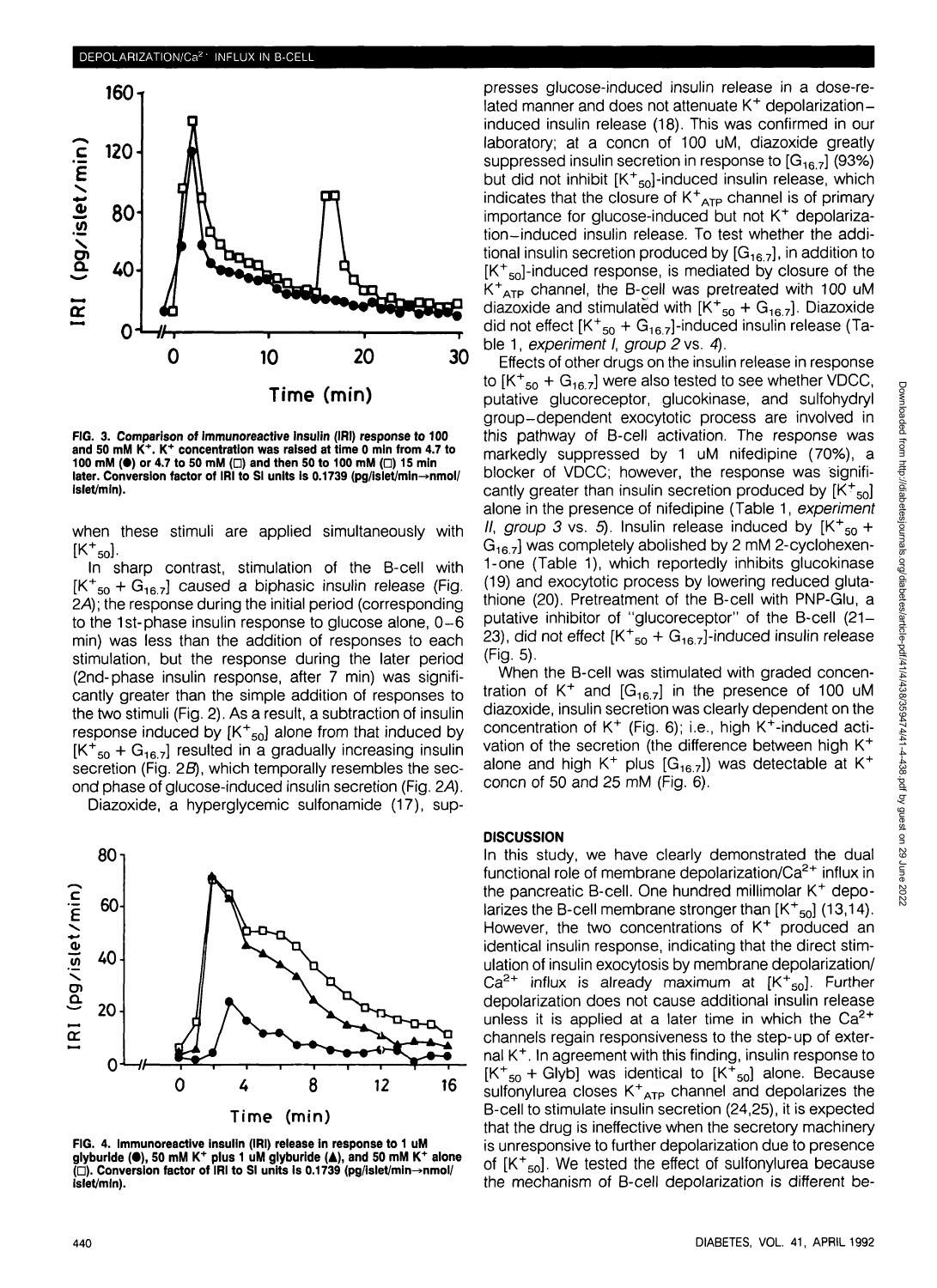160

120

80

40

0

IRI (pg/islet/min)

0 10 20 30

Time (min)

**FIG. 3. Comparison of immunoreactive insulin (IRI) response to 100 and 50 mM $K^+$. $K^+$ concentration was raised at time 0 min from 4.7 to 100 mM (●) or 4.7 to 50 mM (□) and then 50 to 100 mM (□) 15 min later. Conversion factor of IRI to SI units is 0.1739 (pg/islet/min→nmol/islet/min).**

when these stimuli are applied simultaneously with $[K^+_{50}]$.

In sharp contrast, stimulation of the B-cell with $[K^+_{50} + G_{16.7}]$ caused a biphasic insulin release (Fig. 2A); the response during the initial period (corresponding to the 1st-phase insulin response to glucose alone, 0–6 min) was less than the addition of responses to each stimulation, but the response during the later period (2nd-phase insulin response, after 7 min) was significantly greater than the simple addition of responses to the two stimuli (Fig. 2). As a result, a subtraction of insulin response induced by $[K^+_{50}]$ alone from that induced by $[K^+_{50} + G_{16.7}]$ resulted in a gradually increasing insulin secretion (Fig. 2B), which temporally resembles the second phase of glucose-induced insulin secretion (Fig. 2A).

Diazoxide, a hyperglycemic sulfonamide (17), suppresses glucose-induced insulin release in a dose-related manner and does not attenuate $K^+$ depolarization–induced insulin release (18). This was confirmed in our laboratory; at a concn of 100 uM, diazoxide greatly suppressed insulin secretion in response to $[G_{16.7}]$ (93%) but did not inhibit $[K^+_{50}]$-induced insulin release, which indicates that the closure of $K^+_{ATP}$ channel is of primary importance for glucose-induced but not $K^+$ depolarization–induced insulin release. To test whether the additional insulin secretion produced by $[G_{16.7}]$, in addition to $[K^+_{50}]$-induced response, is mediated by closure of the $K^+_{ATP}$ channel, the B-cell was pretreated with 100 uM diazoxide and stimulated with $[K^+_{50} + G_{16.7}]$. Diazoxide did not effect $[K^+_{50} + G_{16.7}]$-induced insulin release (Table 1, *experiment I*, *group 2* vs. *4*).

Effects of other drugs on the insulin release in response to $[K^+_{50} + G_{16.7}]$ were also tested to see whether VDCC, putative glucoreceptor, glucokinase, and sulfohydryl group–dependent exocytotic process are involved in this pathway of B-cell activation. The response was markedly suppressed by 1 uM nifedipine (70%), a blocker of VDCC; however, the response was significantly greater than insulin secretion produced by $[K^+_{50}]$ alone in the presence of nifedipine (Table 1, *experiment II*, *group 3* vs. *5*). Insulin release induced by $[K^+_{50} + G_{16.7}]$ was completely abolished by 2 mM 2-cyclohexen-1-one (Table 1), which reportedly inhibits glucokinase (19) and exocytotic process by lowering reduced glutathione (20). Pretreatment of the B-cell with PNP-Glu, a putative inhibitor of "glucoreceptor" of the B-cell (21–23), did not effect $[K^+_{50} + G_{16.7}]$-induced insulin release (Fig. 5).

When the B-cell was stimulated with graded concentration of $K^+$ and $[G_{16.7}]$ in the presence of 100 uM diazoxide, insulin secretion was clearly dependent on the concentration of $K^+$ (Fig. 6); i.e., high $K^+$-induced activation of the secretion (the difference between high $K^+$ alone and high $K^+$ plus $[G_{16.7}]$) was detectable at $K^+$ concn of 50 and 25 mM (Fig. 6).

80

60

40

20

0

IRI (pg/islet/min)

0 4 8 12 16

Time (min)

**FIG. 4. Immunoreactive insulin (IRI) release in response to 1 uM glyburide (●), 50 mM $K^+$ plus 1 uM glyburide (▲), and 50 mM $K^+$ alone (□). Conversion factor of IRI to SI units is 0.1739 (pg/islet/min→nmol/islet/min).**

## DISCUSSION

In this study, we have clearly demonstrated the dual functional role of membrane depolarization/$Ca^{2+}$ influx in the pancreatic B-cell. One hundred millimolar $K^+$ depolarizes the B-cell membrane stronger than $[K^+_{50}]$ (13,14). However, the two concentrations of $K^+$ produced an identical insulin response, indicating that the direct stimulation of insulin exocytosis by membrane depolarization/$Ca^{2+}$ influx is already maximum at $[K^+_{50}]$. Further depolarization does not cause additional insulin release unless it is applied at a later time in which the $Ca^{2+}$ channels regain responsiveness to the step-up of external $K^+$. In agreement with this finding, insulin response to $[K^+_{50} + \text{Glyb}]$ was identical to $[K^+_{50}]$ alone. Because sulfonylurea closes $K^+_{ATP}$ channel and depolarizes the B-cell to stimulate insulin secretion (24,25), it is expected that the drug is ineffective when the secretory machinery is unresponsive to further depolarization due to presence of $[K^+_{50}]$. We tested the effect of sulfonylurea because the mechanism of B-cell depolarization is different be-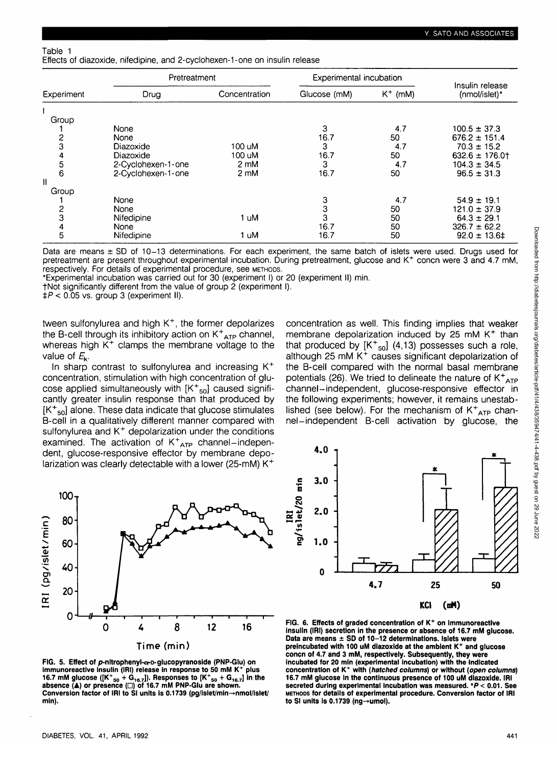Table 1
Effects of diazoxide, nifedipine, and 2-cyclohexen-1-one on insulin release

| Experiment | Pretreatment | | Experimental incubation | | Insulin release (nmol/islet)* |
|---|---|---|---|---|---|
| | Drug | Concentration | Glucose (mM) | $K^+$ (mM) | |
| I | | | | | |
| Group | | | | | |
| 1 | None | | 3 | 4.7 | 100.5 ± 37.3 |
| 2 | None | | 16.7 | 50 | 676.2 ± 151.4 |
| 3 | Diazoxide | 100 uM | 3 | 4.7 | 70.3 ± 15.2 |
| 4 | Diazoxide | 100 uM | 16.7 | 50 | 632.6 ± 176.0† |
| 5 | 2-Cyclohexen-1-one | 2 mM | 3 | 4.7 | 104.3 ± 34.5 |
| 6 | 2-Cyclohexen-1-one | 2 mM | 16.7 | 50 | 96.5 ± 31.3 |
| II | | | | | |
| Group | | | | | |
| 1 | None | | 3 | 4.7 | 54.9 ± 19.1 |
| 2 | None | | 3 | 50 | 121.0 ± 37.9 |
| 3 | Nifedipine | 1 uM | 3 | 50 | 64.3 ± 29.1 |
| 4 | None | | 16.7 | 50 | 326.7 ± 62.2 |
| 5 | Nifedipine | 1 uM | 16.7 | 50 | 92.0 ± 13.6‡ |

Data are means ± SD of 10–13 determinations. For each experiment, the same batch of islets were used. Drugs used for pretreatment are present throughout experimental incubation. During pretreatment, glucose and $K^+$ concn were 3 and 4.7 mM, respectively. For details of experimental procedure, see METHODS.
*Experimental incubation was carried out for 30 (experiment I) or 20 (experiment II) min.
†Not significantly different from the value of group 2 (experiment I).
‡$P < 0.05$ vs. group 3 (experiment II).

tween sulfonylurea and high $K^+$, the former depolarizes the B-cell through its inhibitory action on $K^+_{ATP}$ channel, whereas high $K^+$ clamps the membrane voltage to the value of $E_k$.

In sharp contrast to sulfonylurea and increasing $K^+$ concentration, stimulation with high concentration of glucose applied simultaneously with $[K^+_{50}]$ caused significantly greater insulin response than that produced by $[K^+_{50}]$ alone. These data indicate that glucose stimulates B-cell in a qualitatively different manner compared with sulfonylurea and $K^+$ depolarization under the conditions examined. The activation of $K^+_{ATP}$ channel–independent, glucose-responsive effector by membrane depolarization was clearly detectable with a lower (25-mM) $K^+$ concentration as well. This finding implies that weaker membrane depolarization induced by 25 mM $K^+$ than that produced by $[K^+_{50}]$ (4,13) possesses such a role, although 25 mM $K^+$ causes significant depolarization of the B-cell compared with the normal basal membrane potentials (26). We tried to delineate the nature of $K^+_{ATP}$ channel–independent, glucose-responsive effector in the following experiments; however, it remains unestablished (see below). For the mechanism of $K^+_{ATP}$ channel–independent B-cell activation by glucose, the

100
80
60
40
20
0
IRI (pg/islet/min)
0 4 8 12 16
Time (min)

FIG. 5. Effect of p-nitrophenyl-α-D-glucopyranoside (PNP-Glu) on immunoreactive insulin (IRI) release in response to 50 mM $K^+$ plus 16.7 mM glucose ($[K^+_{50} + G_{16.7}]$). Responses to $[K^+_{50} + G_{16.7}]$ in the absence (▲) or presence (□) of 16.7 mM PNP-Glu are shown. Conversion factor of IRI to SI units is 0.1739 (pg/islet/min→nmol/islet/min).

4.0
3.0
2.0
1.0
0
IRI ng/islet/20 min
*
*
4.7
25
50
KCl (mM)

FIG. 6. Effects of graded concentration of $K^+$ on immunoreactive insulin (IRI) secretion in the presence or absence of 16.7 mM glucose. Data are means ± SD of 10–12 determinations. Islets were preincubated with 100 uM diazoxide at the ambient $K^+$ and glucose concn of 4.7 and 3 mM, respectively. Subsequently, they were incubated for 20 min (experimental incubation) with the indicated concentration of $K^+$ with (*hatched columns*) or without (*open columns*) 16.7 mM glucose in the continuous presence of 100 uM diazoxide. IRI secreted during experimental incubation was measured. *$P < 0.01$. See METHODS for details of experimental procedure. Conversion factor of IRI to SI units is 0.1739 (ng→umol).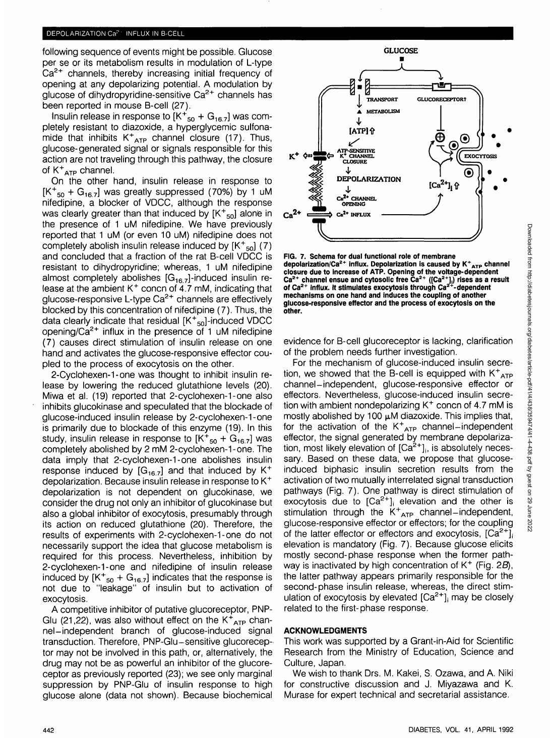following sequence of events might be possible. Glucose per se or its metabolism results in modulation of L-type $Ca^{2+}$ channels, thereby increasing initial frequency of opening at any depolarizing potential. A modulation by glucose of dihydropyridine-sensitive $Ca^{2+}$ channels has been reported in mouse B-cell (27).

Insulin release in response to $[K^+_{50} + G_{16.7}]$ was completely resistant to diazoxide, a hyperglycemic sulfonamide that inhibits $K^+_{ATP}$ channel closure (17). Thus, glucose-generated signal or signals responsible for this action are not traveling through this pathway, the closure of $K^+_{ATP}$ channel.

On the other hand, insulin release in response to $[K^+_{50} + G_{16.7}]$ was greatly suppressed (70%) by 1 uM nifedipine, a blocker of VDCC, although the response was clearly greater than that induced by $[K^+_{50}]$ alone in the presence of 1 uM nifedipine. We have previously reported that 1 uM (or even 10 uM) nifedipine does not completely abolish insulin release induced by $[K^+_{50}]$ (7) and concluded that a fraction of the rat B-cell VDCC is resistant to dihydropyridine; whereas, 1 uM nifedipine almost completely abolishes $[G_{16.7}]$-induced insulin release at the ambient $K^+$ concn of 4.7 mM, indicating that glucose-responsive L-type $Ca^{2+}$ channels are effectively blocked by this concentration of nifedipine (7). Thus, the data clearly indicate that residual $[K^+_{50}]$-induced VDCC opening/$Ca^{2+}$ influx in the presence of 1 uM nifedipine (7) causes direct stimulation of insulin release on one hand and activates the glucose-responsive effector coupled to the process of exocytosis on the other.

2-Cyclohexen-1-one was thought to inhibit insulin release by lowering the reduced glutathione levels (20). Miwa et al. (19) reported that 2-cyclohexen-1-one also inhibits glucokinase and speculated that the blockade of glucose-induced insulin release by 2-cyclohexen-1-one is primarily due to blockade of this enzyme (19). In this study, insulin release in response to $[K^+_{50} + G_{16.7}]$ was completely abolished by 2 mM 2-cyclohexen-1-one. The data imply that 2-cyclohexen-1-one abolishes insulin response induced by $[G_{16.7}]$ and that induced by $K^+$ depolarization. Because insulin release in response to $K^+$ depolarization is not dependent on glucokinase, we consider the drug not only an inhibitor of glucokinase but also a global inhibitor of exocytosis, presumably through its action on reduced glutathione (20). Therefore, the results of experiments with 2-cyclohexen-1-one do not necessarily support the idea that glucose metabolism is required for this process. Nevertheless, inhibition by 2-cyclohexen-1-one and nifedipine of insulin release induced by $[K^+_{50} + G_{16.7}]$ indicates that the response is not due to "leakage" of insulin but to activation of exocytosis.

A competitive inhibitor of putative glucoreceptor, PNP-Glu (21,22), was also without effect on the $K^+_{ATP}$ channel–independent branch of glucose-induced signal transduction. Therefore, PNP-Glu–sensitive glucoreceptor may not be involved in this path, or, alternatively, the drug may not be as powerful an inhibitor of the glucoreceptor as previously reported (23); we see only marginal suppression by PNP-Glu of insulin response to high glucose alone (data not shown). Because biochemical evidence for B-cell glucoreceptor is lacking, clarification of the problem needs further investigation.

GLUCOSE
TRANSPORT
GLUCORECEPTOR?
METABOLISM
[ATP]⇑
$K^+$
ATP-SENSITIVE $K^+$ CHANNEL CLOSURE
DEPOLARIZATION
$Ca^{2+}$ CHANNEL OPENING
$Ca^{2+}$
$Ca^{2+}$ INFLUX
$[Ca^{2+}]_i$⇑
EXOCYTOSIS

**FIG. 7. Schema for dual functional role of membrane depolarization/$Ca^{2+}$ influx. Depolarization is caused by $K^+_{ATP}$ channel closure due to increase of ATP. Opening of the voltage-dependent $Ca^{2+}$ channel ensue and cytosolic free $Ca^{2+}$ ($[Ca^{2+}]_i$) rises as a result of $Ca^{2+}$ influx. It stimulates exocytosis through $Ca^{2+}$-dependent mechanisms on one hand and induces the coupling of another glucose-responsive effector and the process of exocytosis on the other.**

For the mechanism of glucose-induced insulin secretion, we showed that the B-cell is equipped with $K^+_{ATP}$ channel–independent, glucose-responsive effector or effectors. Nevertheless, glucose-induced insulin secretion with ambient nondepolarizing $K^+$ concn of 4.7 mM is mostly abolished by 100 μM diazoxide. This implies that, for the activation of the $K^+_{ATP}$ channel–independent effector, the signal generated by membrane depolarization, most likely elevation of $[Ca^{2+}]_i$, is absolutely necessary. Based on these data, we propose that glucose-induced biphasic insulin secretion results from the activation of two mutually interrelated signal transduction pathways (Fig. 7). One pathway is direct stimulation of exocytosis due to $[Ca^{2+}]_i$ elevation and the other is stimulation through the $K^+_{ATP}$ channel–independent, glucose-responsive effector or effectors; for the coupling of the latter effector or effectors and exocytosis, $[Ca^{2+}]_i$ elevation is mandatory (Fig. 7). Because glucose elicits mostly second-phase response when the former pathway is inactivated by high concentration of $K^+$ (Fig. 2*B*), the latter pathway appears primarily responsible for the second-phase insulin release, whereas, the direct stimulation of exocytosis by elevated $[Ca^{2+}]_i$ may be closely related to the first-phase response.

## ACKNOWLEDGMENTS

This work was supported by a Grant-in-Aid for Scientific Research from the Ministry of Education, Science and Culture, Japan.

We wish to thank Drs. M. Kakei, S. Ozawa, and A. Niki for constructive discussion and J. Miyazawa and K. Murase for expert technical and secretarial assistance.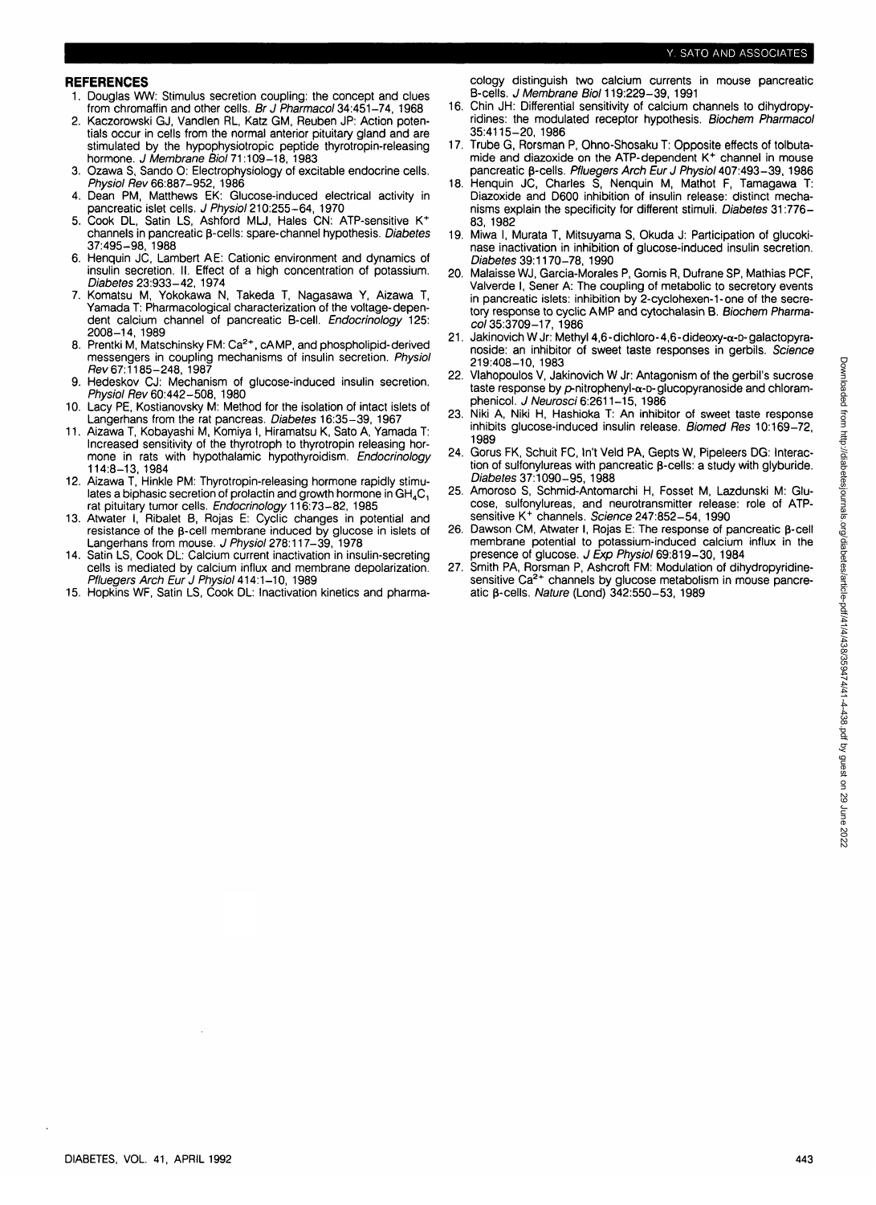## REFERENCES

1. Douglas WW: Stimulus secretion coupling: the concept and clues from chromaffin and other cells. *Br J Pharmacol* 34:451–74, 1968
2. Kaczorowski GJ, Vandlen RL, Katz GM, Reuben JP: Action potentials occur in cells from the normal anterior pituitary gland and are stimulated by the hypophysiotropic peptide thyrotropin-releasing hormone. *J Membrane Biol* 71:109–18, 1983
3. Ozawa S, Sando O: Electrophysiology of excitable endocrine cells. *Physiol Rev* 66:887–952, 1986
4. Dean PM, Matthews EK: Glucose-induced electrical activity in pancreatic islet cells. *J Physiol* 210:255–64, 1970
5. Cook DL, Satin LS, Ashford MLJ, Hales CN: ATP-sensitive $K^+$ channels in pancreatic β-cells: spare-channel hypothesis. *Diabetes* 37:495–98, 1988
6. Henquin JC, Lambert AE: Cationic environment and dynamics of insulin secretion. II. Effect of a high concentration of potassium. *Diabetes* 23:933–42, 1974
7. Komatsu M, Yokokawa N, Takeda T, Nagasawa Y, Aizawa T, Yamada T: Pharmacological characterization of the voltage-dependent calcium channel of pancreatic B-cell. *Endocrinology* 125: 2008–14, 1989
8. Prentki M, Matschinsky FM: $Ca^{2+}$, cAMP, and phospholipid-derived messengers in coupling mechanisms of insulin secretion. *Physiol Rev* 67:1185–248, 1987
9. Hedeskov CJ: Mechanism of glucose-induced insulin secretion. *Physiol Rev* 60:442–508, 1980
10. Lacy PE, Kostianovsky M: Method for the isolation of intact islets of Langerhans from the rat pancreas. *Diabetes* 16:35–39, 1967
11. Aizawa T, Kobayashi M, Komiya I, Hiramatsu K, Sato A, Yamada T: Increased sensitivity of the thyrotroph to thyrotropin releasing hormone in rats with hypothalamic hypothyroidism. *Endocrinology* 114:8–13, 1984
12. Aizawa T, Hinkle PM: Thyrotropin-releasing hormone rapidly stimulates a biphasic secretion of prolactin and growth hormone in $GH_4C_1$ rat pituitary tumor cells. *Endocrinology* 116:73–82, 1985
13. Atwater I, Ribalet B, Rojas E: Cyclic changes in potential and resistance of the β-cell membrane induced by glucose in islets of Langerhans from mouse. *J Physiol* 278:117–39, 1978
14. Satin LS, Cook DL: Calcium current inactivation in insulin-secreting cells is mediated by calcium influx and membrane depolarization. *Pfluegers Arch Eur J Physiol* 414:1–10, 1989
15. Hopkins WF, Satin LS, Cook DL: Inactivation kinetics and pharmacology distinguish two calcium currents in mouse pancreatic B-cells. *J Membrane Biol* 119:229–39, 1991
16. Chin JH: Differential sensitivity of calcium channels to dihydropyridines: the modulated receptor hypothesis. *Biochem Pharmacol* 35:4115–20, 1986
17. Trube G, Rorsman P, Ohno-Shosaku T: Opposite effects of tolbutamide and diazoxide on the ATP-dependent $K^+$ channel in mouse pancreatic β-cells. *Pfluegers Arch Eur J Physiol* 407:493–39, 1986
18. Henquin JC, Charles S, Nenquin M, Mathot F, Tamagawa T: Diazoxide and D600 inhibition of insulin release: distinct mechanisms explain the specificity for different stimuli. *Diabetes* 31:776–83, 1982
19. Miwa I, Murata T, Mitsuyama S, Okuda J: Participation of glucokinase inactivation in inhibition of glucose-induced insulin secretion. *Diabetes* 39:1170–78, 1990
20. Malaisse WJ, Garcia-Morales P, Gomis R, Dufrane SP, Mathias PCF, Valverde I, Sener A: The coupling of metabolic to secretory events in pancreatic islets: inhibition by 2-cyclohexen-1-one of the secretory response to cyclic AMP and cytochalasin B. *Biochem Pharmacol* 35:3709–17, 1986
21. Jakinovich W Jr: Methyl 4,6-dichloro-4,6-dideoxy-α-D-galactopyranoside: an inhibitor of sweet taste responses in gerbils. *Science* 219:408–10, 1983
22. Vlahopoulos V, Jakinovich W Jr: Antagonism of the gerbil's sucrose taste response by *p*-nitrophenyl-α-D-glucopyranoside and chloramphenicol. *J Neurosci* 6:2611–15, 1986
23. Niki A, Niki H, Hashioka T: An inhibitor of sweet taste response inhibits glucose-induced insulin release. *Biomed Res* 10:169–72, 1989
24. Gorus FK, Schuit FC, In't Veld PA, Gepts W, Pipeleers DG: Interaction of sulfonylureas with pancreatic β-cells: a study with glyburide. *Diabetes* 37:1090–95, 1988
25. Amoroso S, Schmid-Antomarchi H, Fosset M, Lazdunski M: Glucose, sulfonylureas, and neurotransmitter release: role of ATP-sensitive $K^+$ channels. *Science* 247:852–54, 1990
26. Dawson CM, Atwater I, Rojas E: The response of pancreatic β-cell membrane potential to potassium-induced calcium influx in the presence of glucose. *J Exp Physiol* 69:819–30, 1984
27. Smith PA, Rorsman P, Ashcroft FM: Modulation of dihydropyridine-sensitive $Ca^{2+}$ channels by glucose metabolism in mouse pancreatic β-cells. *Nature* (Lond) 342:550–53, 1989